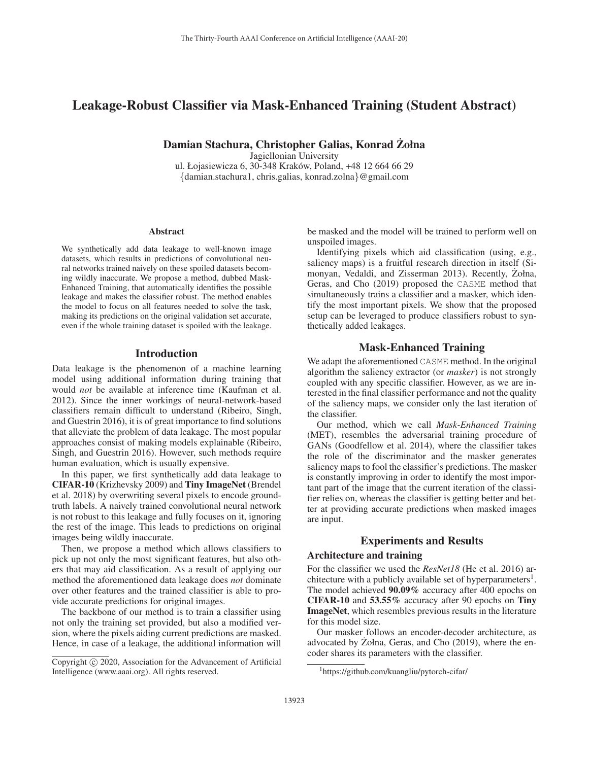# Leakage-Robust Classifier via Mask-Enhanced Training (Student Abstract)

**Damian Stachura, Christopher Galias, Konrad Żołna**

Jagiellonian University
ul. Łojasiewicza 6, 30-348 Kraków, Poland, +48 12 664 66 29
{damian.stachura1, chris.galias, konrad.zolna}@gmail.com

## Abstract

We synthetically add data leakage to well-known image datasets, which results in predictions of convolutional neural networks trained naively on these spoiled datasets becoming wildly inaccurate. We propose a method, dubbed Mask-Enhanced Training, that automatically identifies the possible leakage and makes the classifier robust. The method enables the model to focus on all features needed to solve the task, making its predictions on the original validation set accurate, even if the whole training dataset is spoiled with the leakage.

## Introduction

Data leakage is the phenomenon of a machine learning model using additional information during training that would *not* be available at inference time (Kaufman et al. 2012). Since the inner workings of neural-network-based classifiers remain difficult to understand (Ribeiro, Singh, and Guestrin 2016), it is of great importance to find solutions that alleviate the problem of data leakage. The most popular approaches consist of making models explainable (Ribeiro, Singh, and Guestrin 2016). However, such methods require human evaluation, which is usually expensive.

In this paper, we first synthetically add data leakage to **CIFAR-10** (Krizhevsky 2009) and **Tiny ImageNet** (Brendel et al. 2018) by overwriting several pixels to encode ground-truth labels. A naively trained convolutional neural network is not robust to this leakage and fully focuses on it, ignoring the rest of the image. This leads to predictions on original images being wildly inaccurate.

Then, we propose a method which allows classifiers to pick up not only the most significant features, but also others that may aid classification. As a result of applying our method the aforementioned data leakage does *not* dominate over other features and the trained classifier is able to provide accurate predictions for original images.

The backbone of our method is to train a classifier using not only the training set provided, but also a modified version, where the pixels aiding current predictions are masked. Hence, in case of a leakage, the additional information will be masked and the model will be trained to perform well on unspoiled images.

Identifying pixels which aid classification (using, e.g., saliency maps) is a fruitful research direction in itself (Simonyan, Vedaldi, and Zisserman 2013). Recently, Żołna, Geras, and Cho (2019) proposed the `CASME` method that simultaneously trains a classifier and a masker, which identify the most important pixels. We show that the proposed setup can be leveraged to produce classifiers robust to synthetically added leakages.

## Mask-Enhanced Training

We adapt the aforementioned `CASME` method. In the original algorithm the saliency extractor (or *masker*) is not strongly coupled with any specific classifier. However, as we are interested in the final classifier performance and not the quality of the saliency maps, we consider only the last iteration of the classifier.

Our method, which we call *Mask-Enhanced Training* (MET), resembles the adversarial training procedure of GANs (Goodfellow et al. 2014), where the classifier takes the role of the discriminator and the masker generates saliency maps to fool the classifier's predictions. The masker is constantly improving in order to identify the most important part of the image that the current iteration of the classifier relies on, whereas the classifier is getting better and better at providing accurate predictions when masked images are input.

## Experiments and Results

### Architecture and training

For the classifier we used the *ResNet18* (He et al. 2016) architecture with a publicly available set of hyperparameters[1]. The model achieved **90.09%** accuracy after 400 epochs on **CIFAR-10** and **53.55%** accuracy after 90 epochs on **Tiny ImageNet**, which resembles previous results in the literature for this model size.

Our masker follows an encoder-decoder architecture, as advocated by Żołna, Geras, and Cho (2019), where the encoder shares its parameters with the classifier.

Copyright © 2020, Association for the Advancement of Artificial Intelligence (www.aaai.org). All rights reserved.

[1] https://github.com/kuangliu/pytorch-cifar/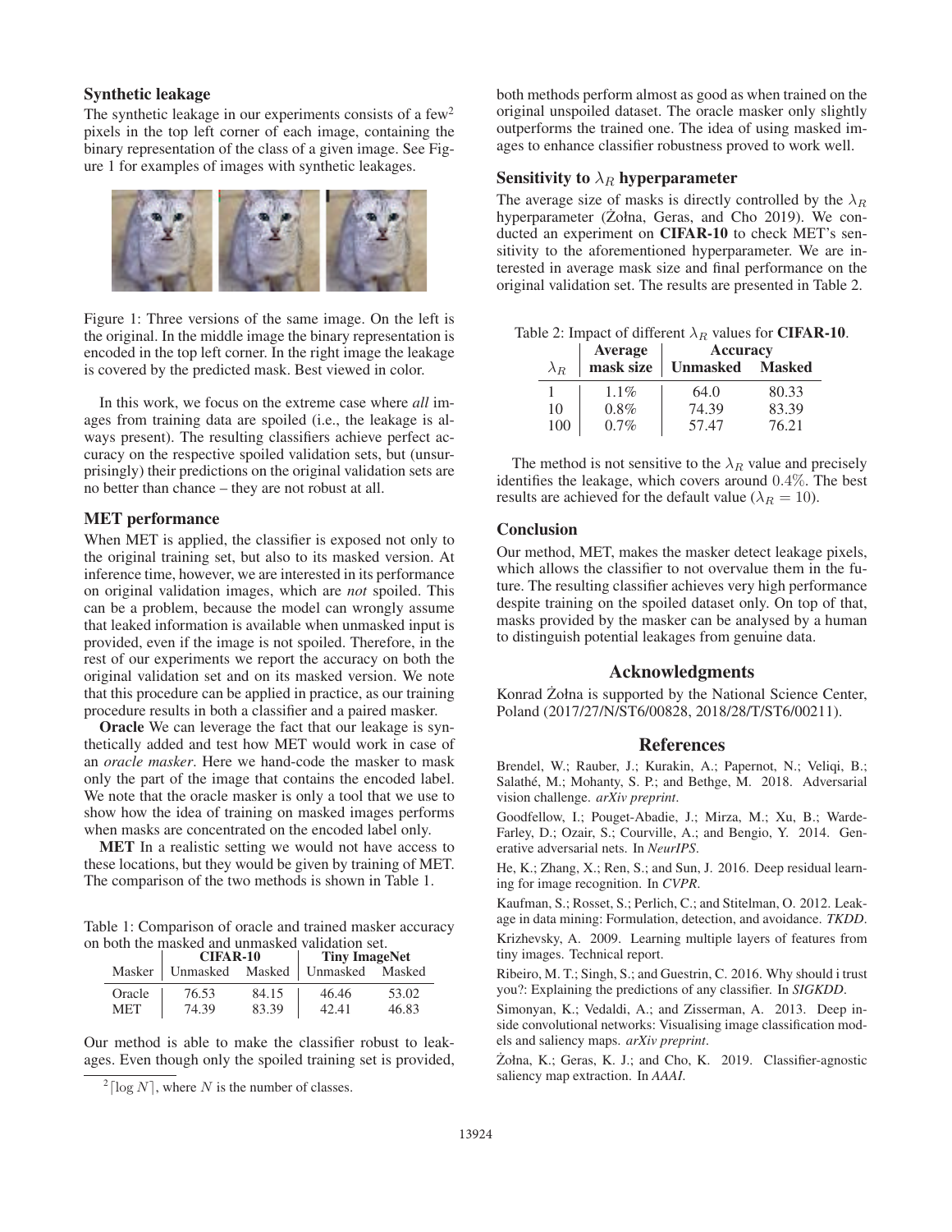### Synthetic leakage

The synthetic leakage in our experiments consists of a few[2] pixels in the top left corner of each image, containing the binary representation of the class of a given image. See Figure 1 for examples of images with synthetic leakages.

Figure 1: Three versions of the same image. On the left is the original. In the middle image the binary representation is encoded in the top left corner. In the right image the leakage is covered by the predicted mask. Best viewed in color.

In this work, we focus on the extreme case where *all* images from training data are spoiled (i.e., the leakage is always present). The resulting classifiers achieve perfect accuracy on the respective spoiled validation sets, but (unsurprisingly) their predictions on the original validation sets are no better than chance – they are not robust at all.

### MET performance

When MET is applied, the classifier is exposed not only to the original training set, but also to its masked version. At inference time, however, we are interested in its performance on original validation images, which are *not* spoiled. This can be a problem, because the model can wrongly assume that leaked information is available when unmasked input is provided, even if the image is not spoiled. Therefore, in the rest of our experiments we report the accuracy on both the original validation set and on its masked version. We note that this procedure can be applied in practice, as our training procedure results in both a classifier and a paired masker.

**Oracle** We can leverage the fact that our leakage is synthetically added and test how MET would work in case of an *oracle masker*. Here we hand-code the masker to mask only the part of the image that contains the encoded label. We note that the oracle masker is only a tool that we use to show how the idea of training on masked images performs when masks are concentrated on the encoded label only.

**MET** In a realistic setting we would not have access to these locations, but they would be given by training of MET. The comparison of the two methods is shown in Table 1.

Table 1: Comparison of oracle and trained masker accuracy on both the masked and unmasked validation set.

| | CIFAR-10 | | Tiny ImageNet | |
|---|---|---|---|---|
| Masker | Unmasked | Masked | Unmasked | Masked |
| Oracle | 76.53 | 84.15 | 46.46 | 53.02 |
| MET | 74.39 | 83.39 | 42.41 | 46.83 |

Our method is able to make the classifier robust to leakages. Even though only the spoiled training set is provided, both methods perform almost as good as when trained on the original unspoiled dataset. The oracle masker only slightly outperforms the trained one. The idea of using masked images to enhance classifier robustness proved to work well.

[2] $\lceil \log N \rceil$, where $N$ is the number of classes.

### Sensitivity to $\lambda_R$ hyperparameter

The average size of masks is directly controlled by the $\lambda_R$ hyperparameter (Żołna, Geras, and Cho 2019). We conducted an experiment on **CIFAR-10** to check MET's sensitivity to the aforementioned hyperparameter. We are interested in average mask size and final performance on the original validation set. The results are presented in Table 2.

Table 2: Impact of different $\lambda_R$ values for **CIFAR-10**.

| | Average | Accuracy | |
|---|---|---|---|
| $\lambda_R$ | mask size | Unmasked | Masked |
| 1 | 1.1% | 64.0 | 80.33 |
| 10 | 0.8% | 74.39 | 83.39 |
| 100 | 0.7% | 57.47 | 76.21 |

The method is not sensitive to the $\lambda_R$ value and precisely identifies the leakage, which covers around $0.4\%$. The best results are achieved for the default value ($\lambda_R = 10$).

### Conclusion

Our method, MET, makes the masker detect leakage pixels, which allows the classifier to not overvalue them in the future. The resulting classifier achieves very high performance despite training on the spoiled dataset only. On top of that, masks provided by the masker can be analysed by a human to distinguish potential leakages from genuine data.

## Acknowledgments

Konrad Żołna is supported by the National Science Center, Poland (2017/27/N/ST6/00828, 2018/28/T/ST6/00211).

## References

Brendel, W.; Rauber, J.; Kurakin, A.; Papernot, N.; Veliqi, B.; Salathé, M.; Mohanty, S. P.; and Bethge, M. 2018. Adversarial vision challenge. *arXiv preprint*.

Goodfellow, I.; Pouget-Abadie, J.; Mirza, M.; Xu, B.; Warde-Farley, D.; Ozair, S.; Courville, A.; and Bengio, Y. 2014. Generative adversarial nets. In *NeurIPS*.

He, K.; Zhang, X.; Ren, S.; and Sun, J. 2016. Deep residual learning for image recognition. In *CVPR*.

Kaufman, S.; Rosset, S.; Perlich, C.; and Stitelman, O. 2012. Leakage in data mining: Formulation, detection, and avoidance. *TKDD*.

Krizhevsky, A. 2009. Learning multiple layers of features from tiny images. Technical report.

Ribeiro, M. T.; Singh, S.; and Guestrin, C. 2016. Why should i trust you?: Explaining the predictions of any classifier. In *SIGKDD*.

Simonyan, K.; Vedaldi, A.; and Zisserman, A. 2013. Deep inside convolutional networks: Visualising image classification models and saliency maps. *arXiv preprint*.

Żołna, K.; Geras, K. J.; and Cho, K. 2019. Classifier-agnostic saliency map extraction. In *AAAI*.